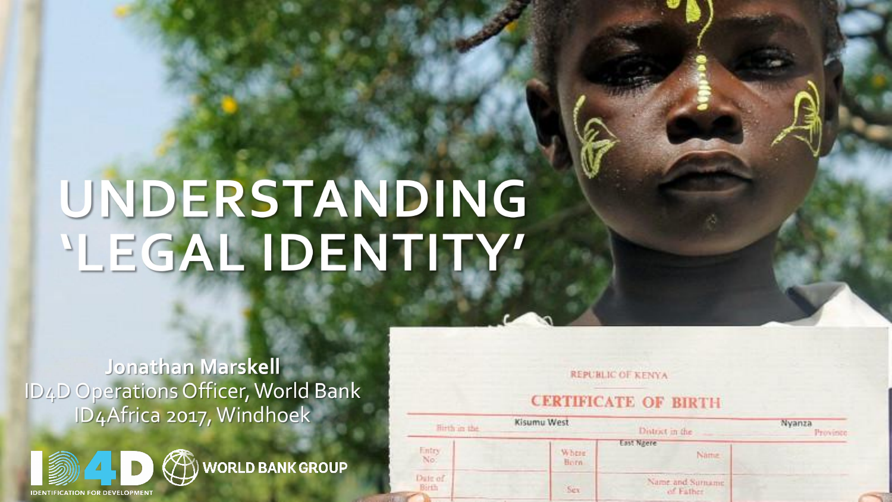# UNDERSTANDING 'LEGAL IDENTITY'

**Jonathan Marskell**
ID4D Operations Officer, World Bank
ID4Africa 2017, Windhoek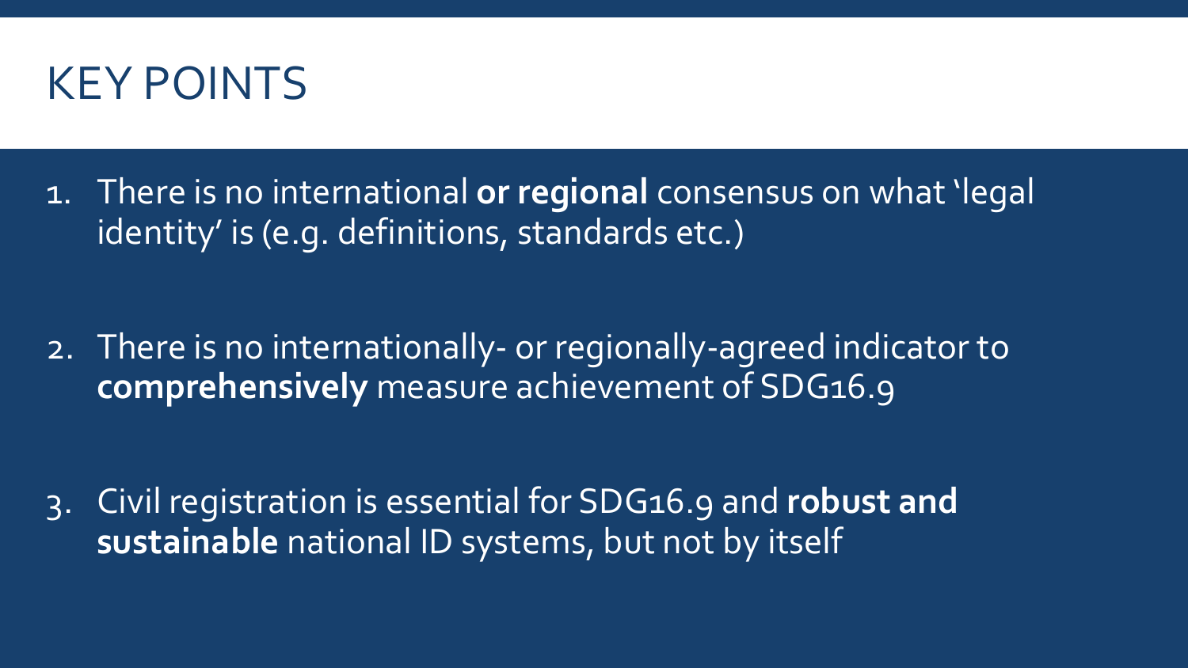# KEY POINTS

1. There is no international **or regional** consensus on what 'legal identity' is (e.g. definitions, standards etc.)

2. There is no internationally- or regionally-agreed indicator to **comprehensively** measure achievement of SDG16.9

3. Civil registration is essential for SDG16.9 and **robust and sustainable** national ID systems, but not by itself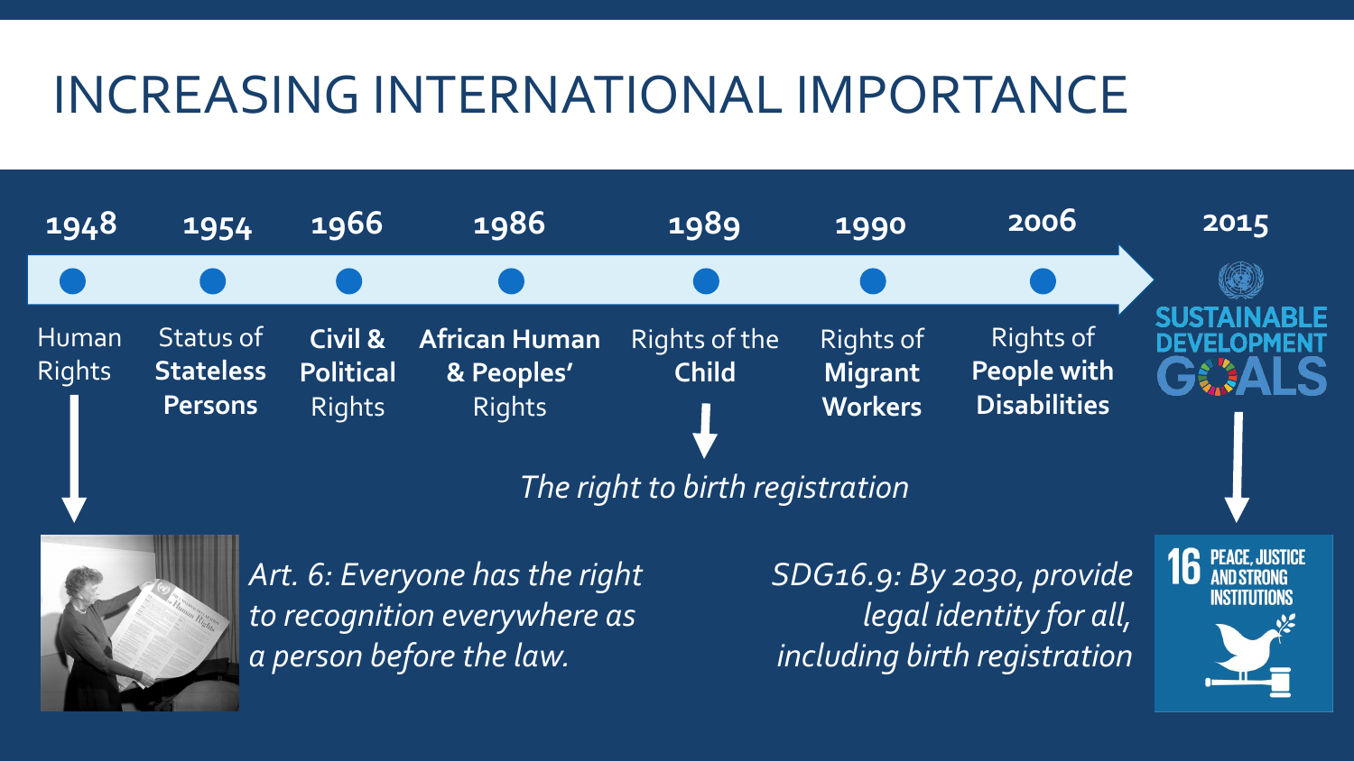# INCREASING INTERNATIONAL IMPORTANCE

- **1948** – Human Rights
- **1954** – Status of **Stateless Persons**
- **1966** – **Civil & Political** Rights
- **1986** – **African Human & Peoples'** Rights
- **1989** – Rights of the **Child**
- **1990** – Rights of **Migrant Workers**
- **2006** – Rights of **People with Disabilities**
- **2015** – SUSTAINABLE DEVELOPMENT GOALS

*The right to birth registration*

*Art. 6: Everyone has the right to recognition everywhere as a person before the law.*

*SDG16.9: By 2030, provide legal identity for all, including birth registration*

16 PEACE, JUSTICE AND STRONG INSTITUTIONS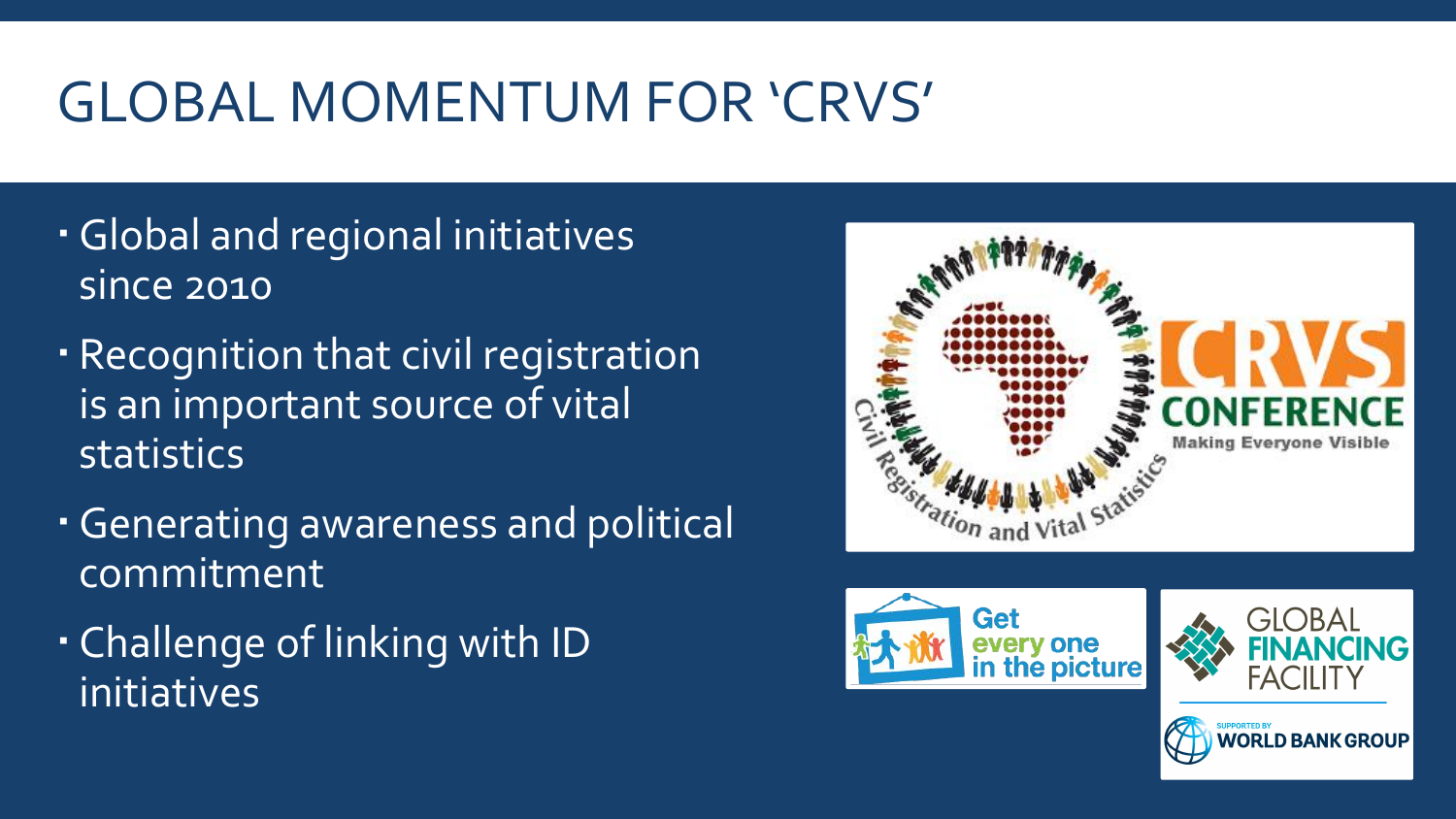# GLOBAL MOMENTUM FOR 'CRVS'

- Global and regional initiatives since 2010
- Recognition that civil registration is an important source of vital statistics
- Generating awareness and political commitment
- Challenge of linking with ID initiatives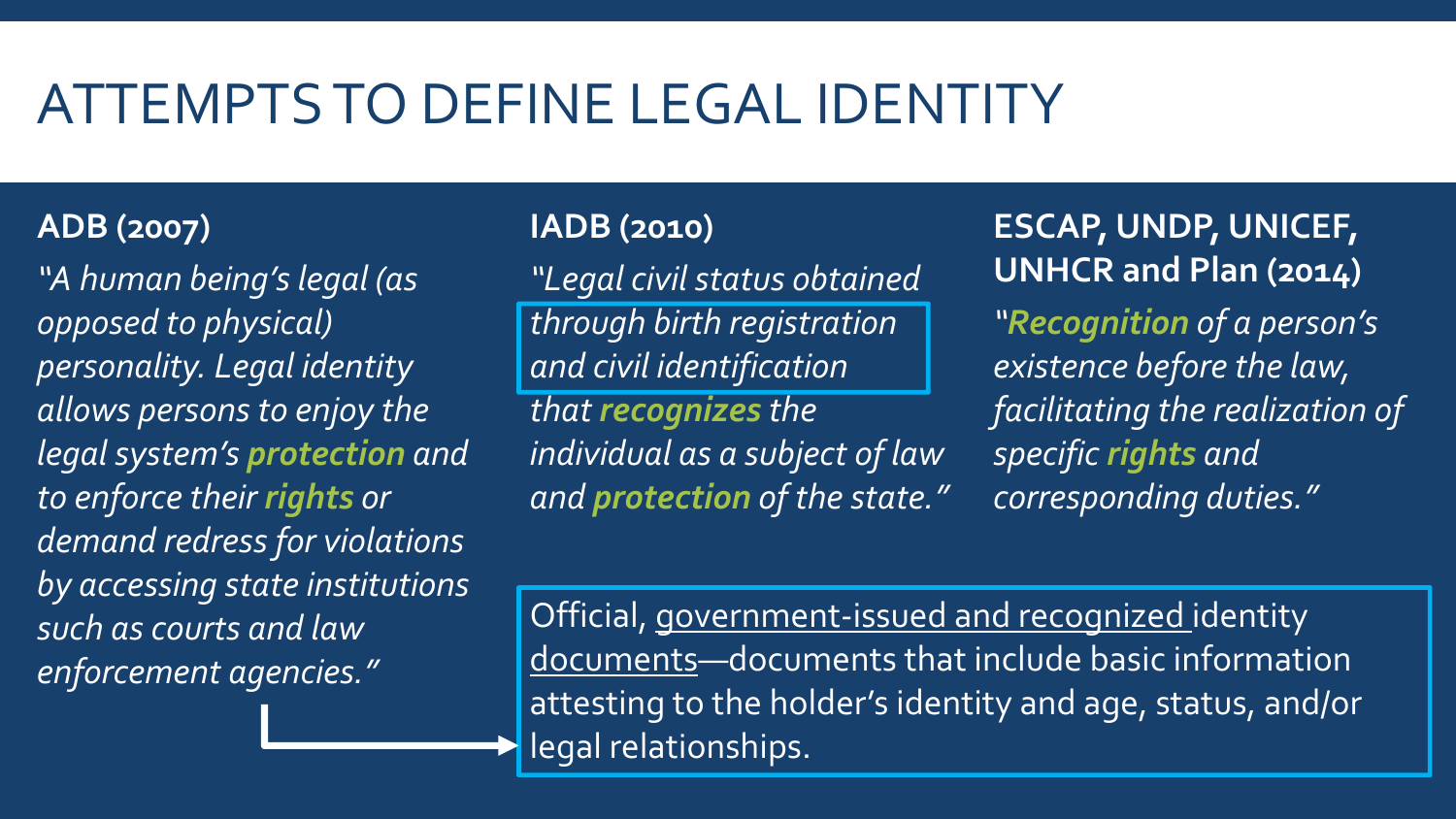# ATTEMPTS TO DEFINE LEGAL IDENTITY

**ADB (2007)**

*"A human being's legal (as opposed to physical) personality. Legal identity allows persons to enjoy the legal system's **protection** and to enforce their **rights** or demand redress for violations by accessing state institutions such as courts and law enforcement agencies."*

**IADB (2010)**

*"Legal civil status obtained through birth registration and civil identification that **recognizes** the individual as a subject of law and **protection** of the state."*

**ESCAP, UNDP, UNICEF, UNHCR and Plan (2014)**

*"**Recognition** of a person's existence before the law, facilitating the realization of specific **rights** and corresponding duties."*

Official, government-issued and recognized identity documents—documents that include basic information attesting to the holder's identity and age, status, and/or legal relationships.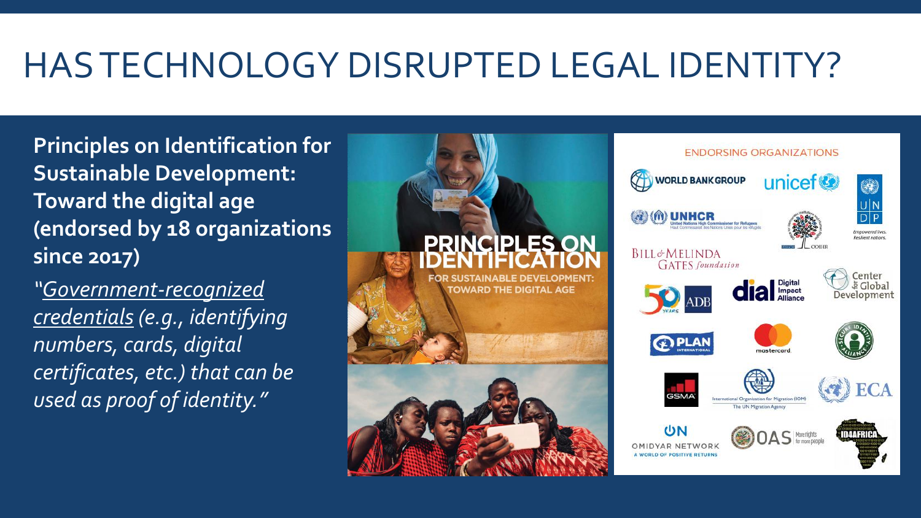# HAS TECHNOLOGY DISRUPTED LEGAL IDENTITY?

**Principles on Identification for Sustainable Development: Toward the digital age (endorsed by 18 organizations since 2017)**

*"Government-recognized credentials (e.g., identifying numbers, cards, digital certificates, etc.) that can be used as proof of identity."*

PRINCIPLES ON IDENTIFICATION

FOR SUSTAINABLE DEVELOPMENT: TOWARD THE DIGITAL AGE

ENDORSING ORGANIZATIONS

WORLD BANK GROUP · unicef · UNDP · UNHCR · Bill & Melinda Gates foundation · ADB · dial Digital Impact Alliance · Center for Global Development · PLAN International · mastercard · Secure Identity Alliance · GSMA · International Organization for Migration (IOM) · ECA · Omidyar Network · OAS · ID4AFRICA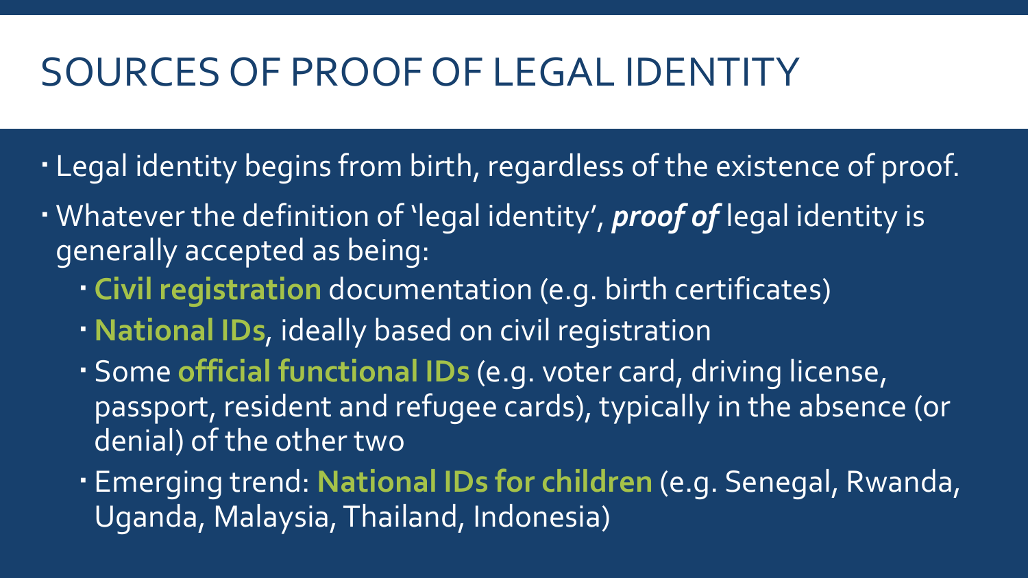# SOURCES OF PROOF OF LEGAL IDENTITY

- Legal identity begins from birth, regardless of the existence of proof.
- Whatever the definition of 'legal identity', ***proof of*** legal identity is generally accepted as being:
  - **Civil registration** documentation (e.g. birth certificates)
  - **National IDs**, ideally based on civil registration
  - Some **official functional IDs** (e.g. voter card, driving license, passport, resident and refugee cards), typically in the absence (or denial) of the other two
  - Emerging trend: **National IDs for children** (e.g. Senegal, Rwanda, Uganda, Malaysia, Thailand, Indonesia)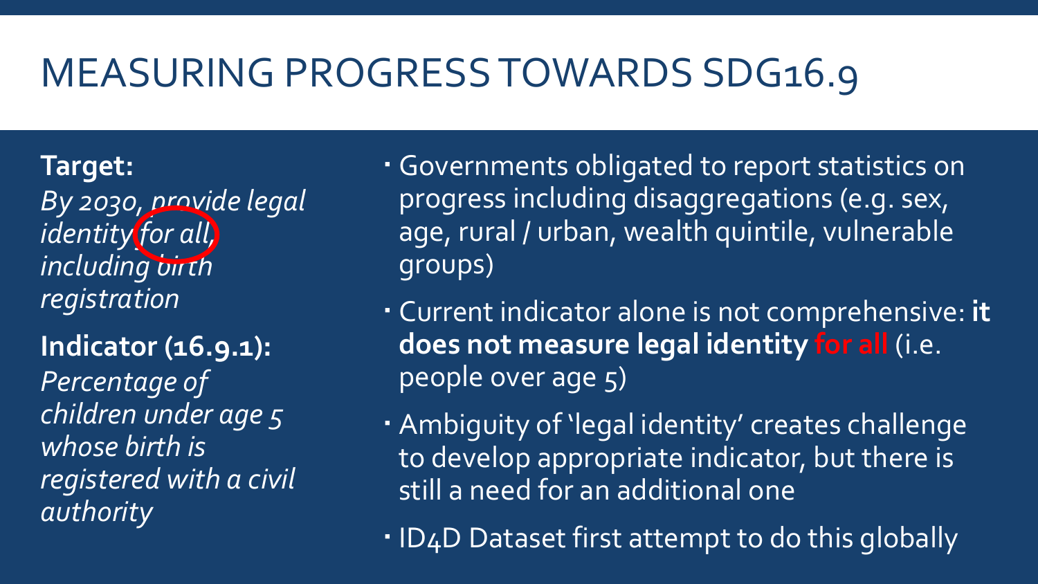# MEASURING PROGRESS TOWARDS SDG16.9

**Target:**
*By 2030, provide legal identity for all, including birth registration*

**Indicator (16.9.1):**
*Percentage of children under age 5 whose birth is registered with a civil authority*

- Governments obligated to report statistics on progress including disaggregations (e.g. sex, age, rural / urban, wealth quintile, vulnerable groups)
- Current indicator alone is not comprehensive: **it does not measure legal identity for all** (i.e. people over age 5)
- Ambiguity of 'legal identity' creates challenge to develop appropriate indicator, but there is still a need for an additional one
- ID4D Dataset first attempt to do this globally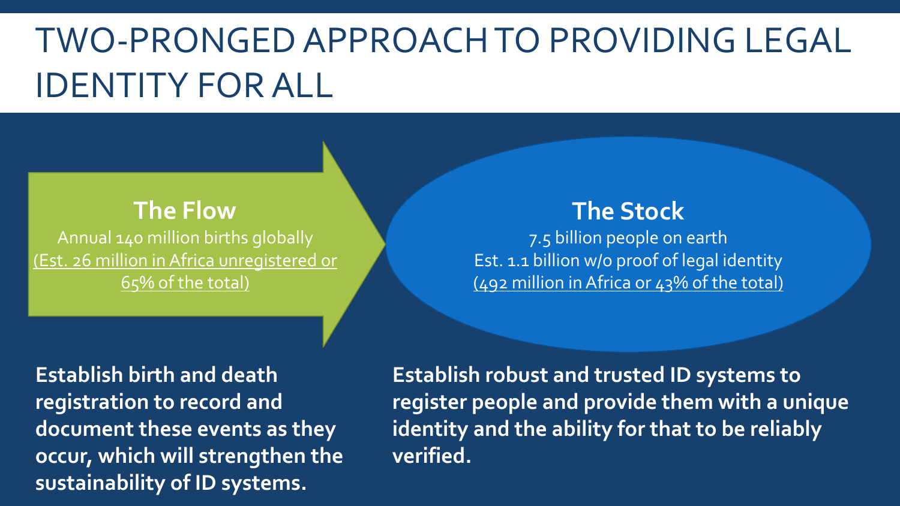# TWO-PRONGED APPROACH TO PROVIDING LEGAL IDENTITY FOR ALL

## The Flow

Annual 140 million births globally
(Est. 26 million in Africa unregistered or 65% of the total)

**Establish birth and death registration to record and document these events as they occur, which will strengthen the sustainability of ID systems.**

## The Stock

7.5 billion people on earth
Est. 1.1 billion w/o proof of legal identity
(492 million in Africa or 43% of the total)

**Establish robust and trusted ID systems to register people and provide them with a unique identity and the ability for that to be reliably verified.**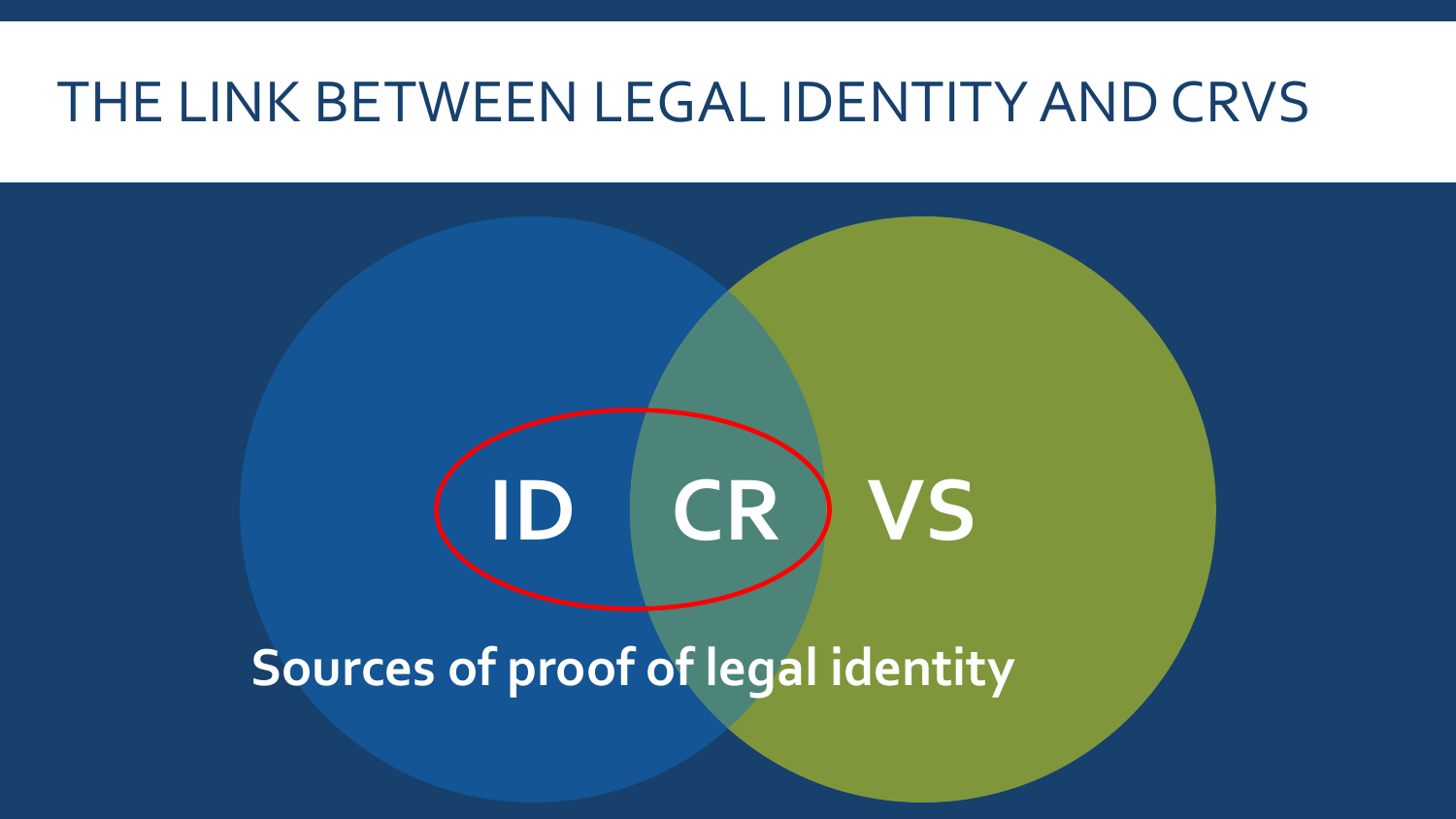# THE LINK BETWEEN LEGAL IDENTITY AND CRVS

ID CR VS

**Sources of proof of legal identity**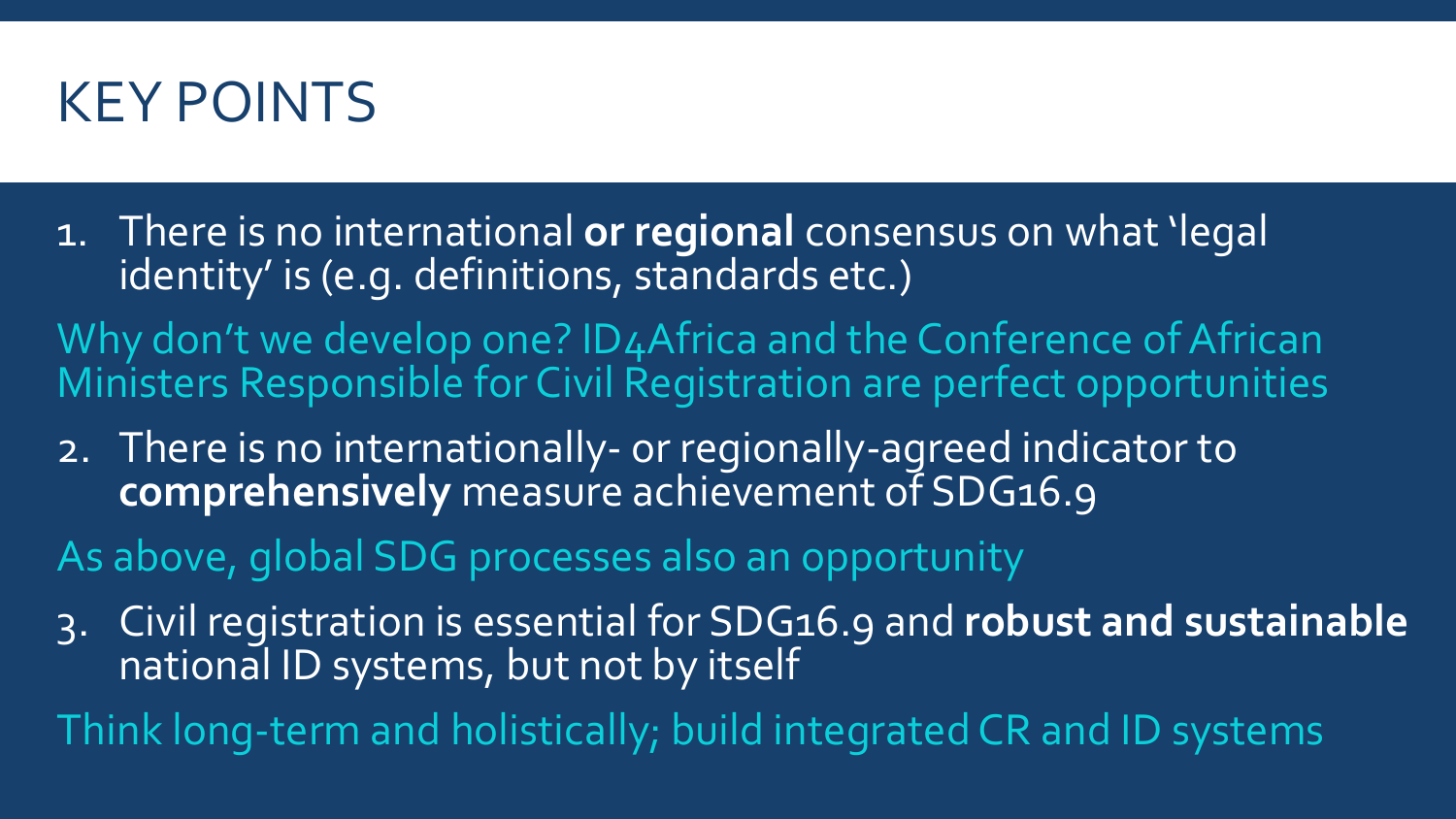# KEY POINTS

1. There is no international **or regional** consensus on what 'legal identity' is (e.g. definitions, standards etc.)

Why don't we develop one? ID4Africa and the Conference of African Ministers Responsible for Civil Registration are perfect opportunities

2. There is no internationally- or regionally-agreed indicator to **comprehensively** measure achievement of SDG16.9

As above, global SDG processes also an opportunity

3. Civil registration is essential for SDG16.9 and **robust and sustainable** national ID systems, but not by itself

Think long-term and holistically; build integrated CR and ID systems